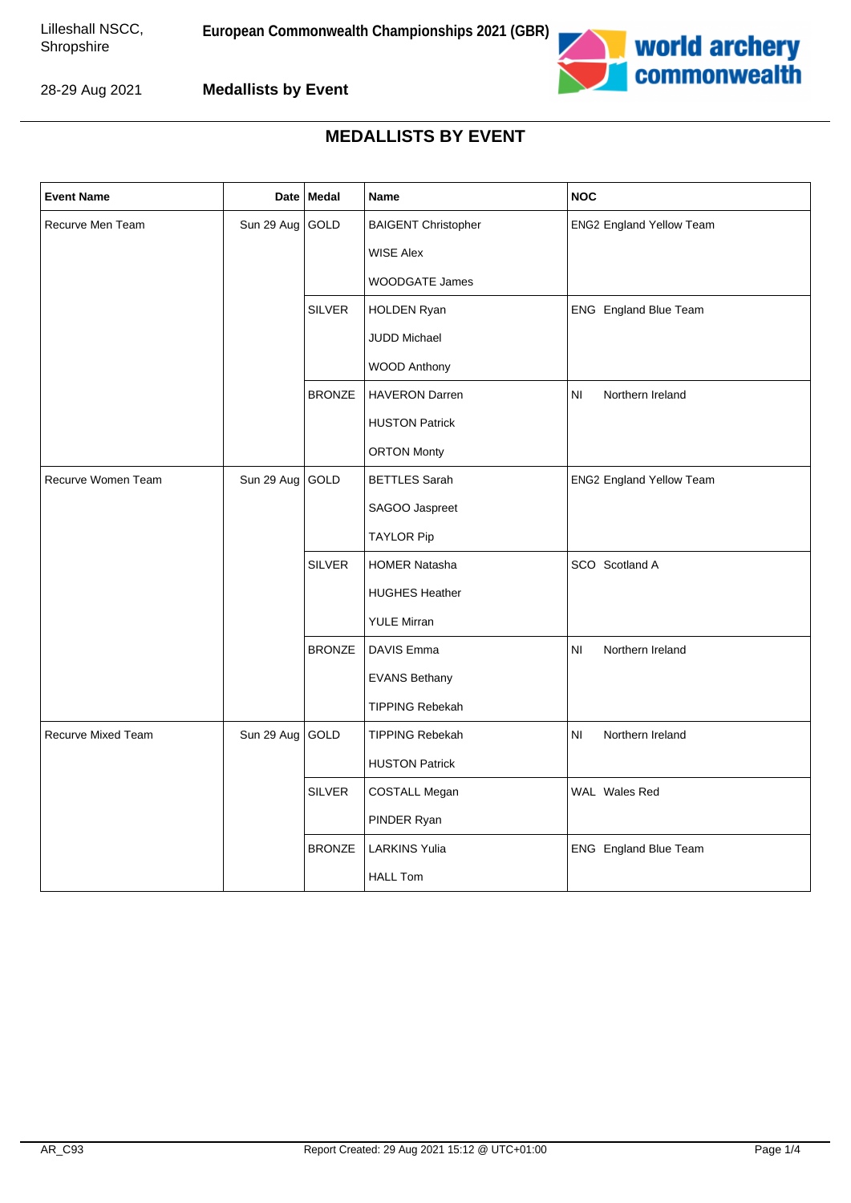Lilleshall NSCC, Shropshire

28-29 Aug 2021

**European Commonwealth Championships 2021 (GBR)**

**Medallists by Event**

## MEDALLISTS BY EVENT

| Event Name | Date | Medal | Name | NOC |
|---|---|---|---|---|
| Recurve Men Team | Sun 29 Aug | GOLD | BAIGENT Christopher | ENG2 England Yellow Team |
| | | | WISE Alex | |
| | | | WOODGATE James | |
| | | SILVER | HOLDEN Ryan | ENG England Blue Team |
| | | | JUDD Michael | |
| | | | WOOD Anthony | |
| | | BRONZE | HAVERON Darren | NI Northern Ireland |
| | | | HUSTON Patrick | |
| | | | ORTON Monty | |
| Recurve Women Team | Sun 29 Aug | GOLD | BETTLES Sarah | ENG2 England Yellow Team |
| | | | SAGOO Jaspreet | |
| | | | TAYLOR Pip | |
| | | SILVER | HOMER Natasha | SCO Scotland A |
| | | | HUGHES Heather | |
| | | | YULE Mirran | |
| | | BRONZE | DAVIS Emma | NI Northern Ireland |
| | | | EVANS Bethany | |
| | | | TIPPING Rebekah | |
| Recurve Mixed Team | Sun 29 Aug | GOLD | TIPPING Rebekah | NI Northern Ireland |
| | | | HUSTON Patrick | |
| | | SILVER | COSTALL Megan | WAL Wales Red |
| | | | PINDER Ryan | |
| | | BRONZE | LARKINS Yulia | ENG England Blue Team |
| | | | HALL Tom | |

AR_C93 Report Created: 29 Aug 2021 15:12 @ UTC+01:00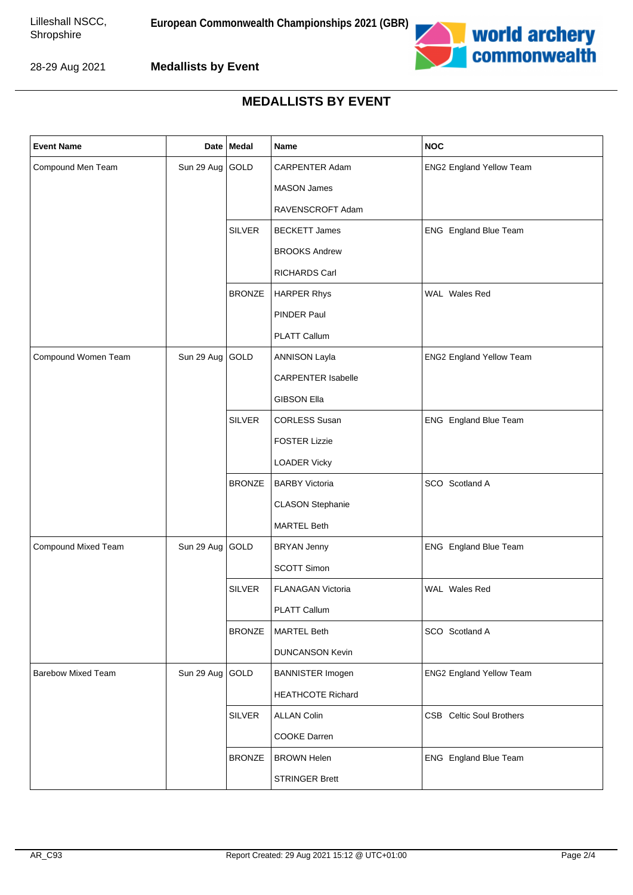# MEDALLISTS BY EVENT

| Event Name | Date | Medal | Name | NOC |
|---|---|---|---|---|
| Compound Men Team | Sun 29 Aug | GOLD | CARPENTER Adam | ENG2 England Yellow Team |
| | | | MASON James | |
| | | | RAVENSCROFT Adam | |
| | | SILVER | BECKETT James | ENG England Blue Team |
| | | | BROOKS Andrew | |
| | | | RICHARDS Carl | |
| | | BRONZE | HARPER Rhys | WAL Wales Red |
| | | | PINDER Paul | |
| | | | PLATT Callum | |
| Compound Women Team | Sun 29 Aug | GOLD | ANNISON Layla | ENG2 England Yellow Team |
| | | | CARPENTER Isabelle | |
| | | | GIBSON Ella | |
| | | SILVER | CORLESS Susan | ENG England Blue Team |
| | | | FOSTER Lizzie | |
| | | | LOADER Vicky | |
| | | BRONZE | BARBY Victoria | SCO Scotland A |
| | | | CLASON Stephanie | |
| | | | MARTEL Beth | |
| Compound Mixed Team | Sun 29 Aug | GOLD | BRYAN Jenny | ENG England Blue Team |
| | | | SCOTT Simon | |
| | | SILVER | FLANAGAN Victoria | WAL Wales Red |
| | | | PLATT Callum | |
| | | BRONZE | MARTEL Beth | SCO Scotland A |
| | | | DUNCANSON Kevin | |
| Barebow Mixed Team | Sun 29 Aug | GOLD | BANNISTER Imogen | ENG2 England Yellow Team |
| | | | HEATHCOTE Richard | |
| | | SILVER | ALLAN Colin | CSB Celtic Soul Brothers |
| | | | COOKE Darren | |
| | | BRONZE | BROWN Helen | ENG England Blue Team |
| | | | STRINGER Brett | |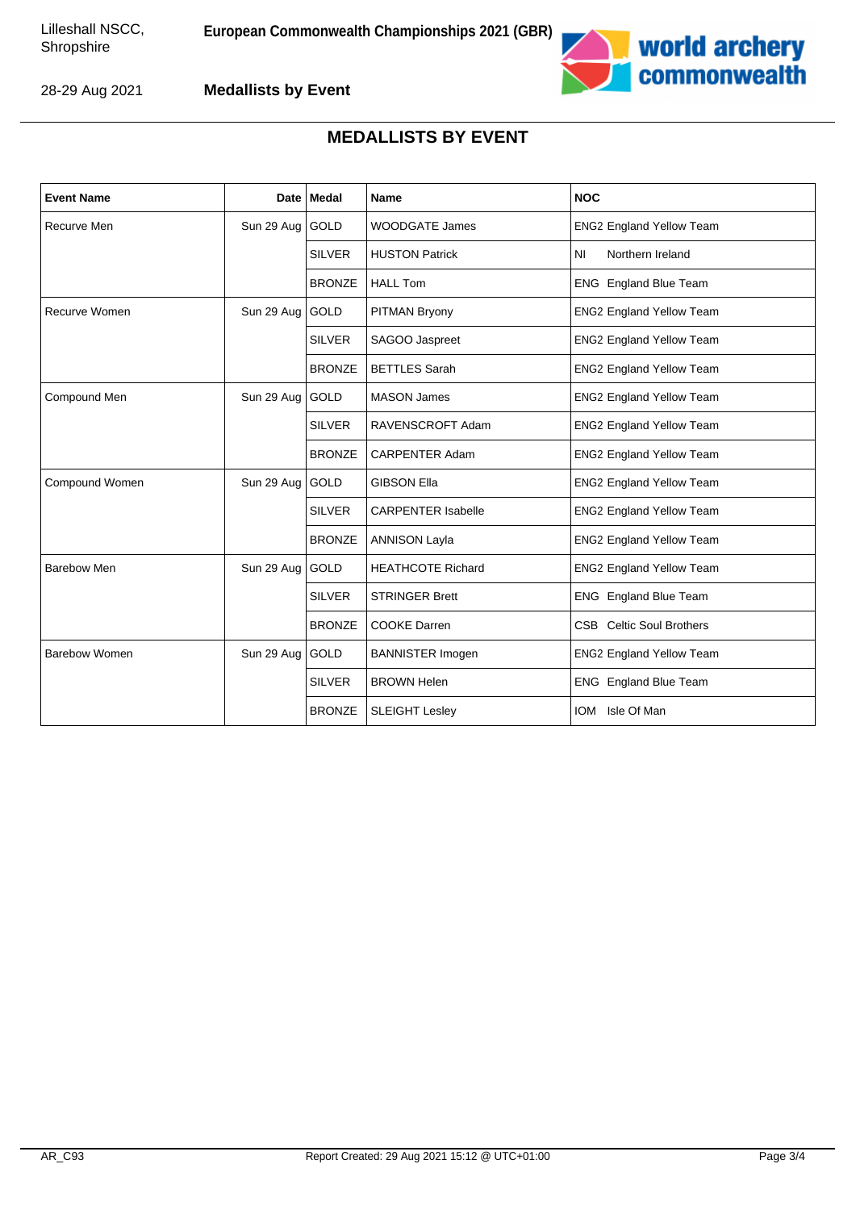# MEDALLISTS BY EVENT

| Event Name | Date | Medal | Name | NOC |
|---|---|---|---|---|
| Recurve Men | Sun 29 Aug | GOLD | WOODGATE James | ENG2 England Yellow Team |
| | | SILVER | HUSTON Patrick | NI Northern Ireland |
| | | BRONZE | HALL Tom | ENG England Blue Team |
| Recurve Women | Sun 29 Aug | GOLD | PITMAN Bryony | ENG2 England Yellow Team |
| | | SILVER | SAGOO Jaspreet | ENG2 England Yellow Team |
| | | BRONZE | BETTLES Sarah | ENG2 England Yellow Team |
| Compound Men | Sun 29 Aug | GOLD | MASON James | ENG2 England Yellow Team |
| | | SILVER | RAVENSCROFT Adam | ENG2 England Yellow Team |
| | | BRONZE | CARPENTER Adam | ENG2 England Yellow Team |
| Compound Women | Sun 29 Aug | GOLD | GIBSON Ella | ENG2 England Yellow Team |
| | | SILVER | CARPENTER Isabelle | ENG2 England Yellow Team |
| | | BRONZE | ANNISON Layla | ENG2 England Yellow Team |
| Barebow Men | Sun 29 Aug | GOLD | HEATHCOTE Richard | ENG2 England Yellow Team |
| | | SILVER | STRINGER Brett | ENG England Blue Team |
| | | BRONZE | COOKE Darren | CSB Celtic Soul Brothers |
| Barebow Women | Sun 29 Aug | GOLD | BANNISTER Imogen | ENG2 England Yellow Team |
| | | SILVER | BROWN Helen | ENG England Blue Team |
| | | BRONZE | SLEIGHT Lesley | IOM Isle Of Man |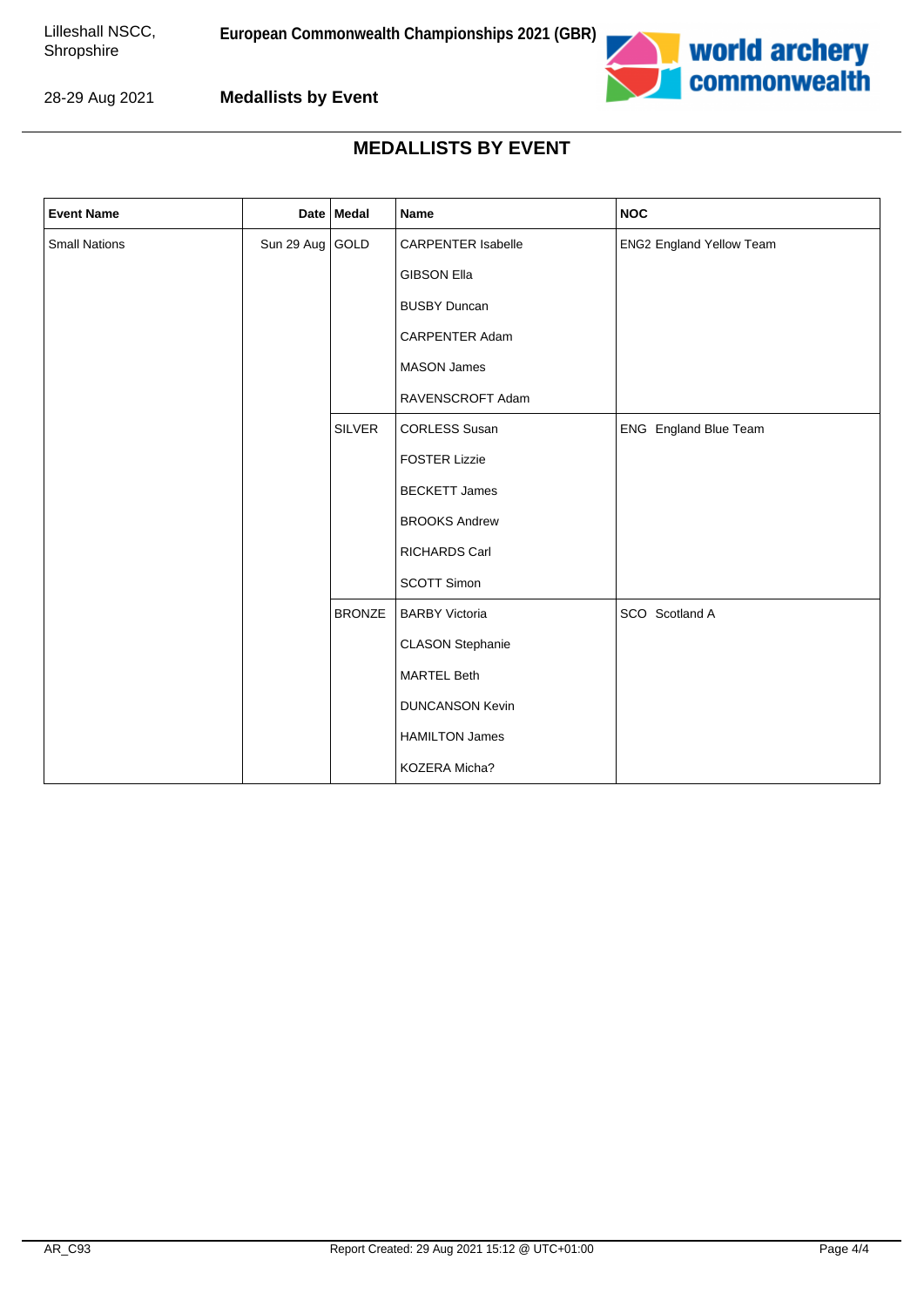# MEDALLISTS BY EVENT

| Event Name | Date | Medal | Name | NOC |
|---|---|---|---|---|
| Small Nations | Sun 29 Aug | GOLD | CARPENTER Isabelle | ENG2 England Yellow Team |
| | | | GIBSON Ella | |
| | | | BUSBY Duncan | |
| | | | CARPENTER Adam | |
| | | | MASON James | |
| | | | RAVENSCROFT Adam | |
| | | SILVER | CORLESS Susan | ENG England Blue Team |
| | | | FOSTER Lizzie | |
| | | | BECKETT James | |
| | | | BROOKS Andrew | |
| | | | RICHARDS Carl | |
| | | | SCOTT Simon | |
| | | BRONZE | BARBY Victoria | SCO Scotland A |
| | | | CLASON Stephanie | |
| | | | MARTEL Beth | |
| | | | DUNCANSON Kevin | |
| | | | HAMILTON James | |
| | | | KOZERA Micha? | |